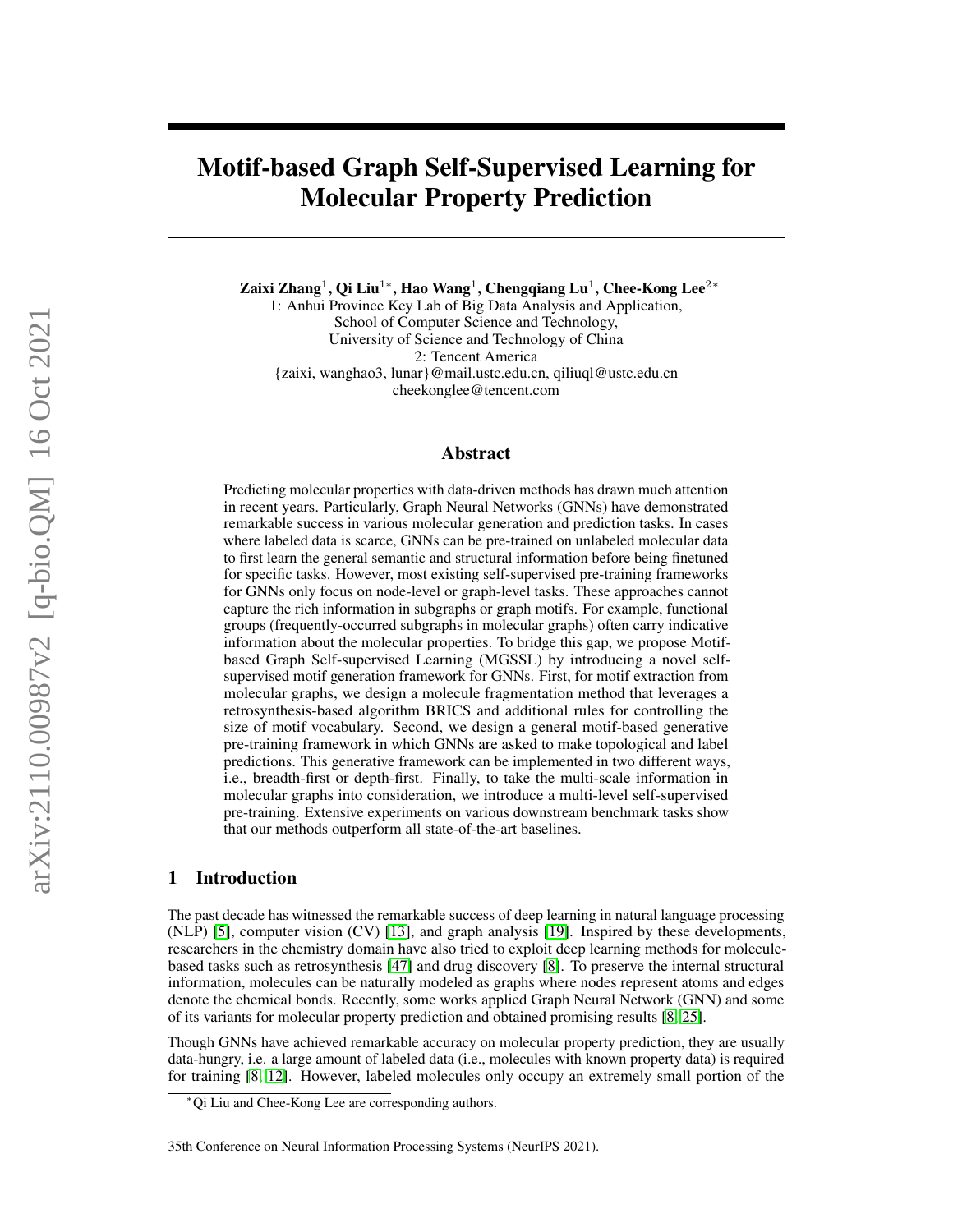# Motif-based Graph Self-Supervised Learning for Molecular Property Prediction

**Zaixi Zhang**[1], **Qi Liu**[1*], **Hao Wang**[1], **Chengqiang Lu**[1], **Chee-Kong Lee**[2*]

1: Anhui Province Key Lab of Big Data Analysis and Application,
School of Computer Science and Technology,
University of Science and Technology of China
2: Tencent America
{zaixi, wanghao3, lunar}@mail.ustc.edu.cn, qiliuql@ustc.edu.cn
cheekonglee@tencent.com

## Abstract

Predicting molecular properties with data-driven methods has drawn much attention in recent years. Particularly, Graph Neural Networks (GNNs) have demonstrated remarkable success in various molecular generation and prediction tasks. In cases where labeled data is scarce, GNNs can be pre-trained on unlabeled molecular data to first learn the general semantic and structural information before being finetuned for specific tasks. However, most existing self-supervised pre-training frameworks for GNNs only focus on node-level or graph-level tasks. These approaches cannot capture the rich information in subgraphs or graph motifs. For example, functional groups (frequently-occurred subgraphs in molecular graphs) often carry indicative information about the molecular properties. To bridge this gap, we propose Motif-based Graph Self-supervised Learning (MGSSL) by introducing a novel self-supervised motif generation framework for GNNs. First, for motif extraction from molecular graphs, we design a molecule fragmentation method that leverages a retrosynthesis-based algorithm BRICS and additional rules for controlling the size of motif vocabulary. Second, we design a general motif-based generative pre-training framework in which GNNs are asked to make topological and label predictions. This generative framework can be implemented in two different ways, i.e., breadth-first or depth-first. Finally, to take the multi-scale information in molecular graphs into consideration, we introduce a multi-level self-supervised pre-training. Extensive experiments on various downstream benchmark tasks show that our methods outperform all state-of-the-art baselines.

## 1 Introduction

The past decade has witnessed the remarkable success of deep learning in natural language processing (NLP) [5], computer vision (CV) [13], and graph analysis [19]. Inspired by these developments, researchers in the chemistry domain have also tried to exploit deep learning methods for molecule-based tasks such as retrosynthesis [47] and drug discovery [8]. To preserve the internal structural information, molecules can be naturally modeled as graphs where nodes represent atoms and edges denote the chemical bonds. Recently, some works applied Graph Neural Network (GNN) and some of its variants for molecular property prediction and obtained promising results [8, 25].

Though GNNs have achieved remarkable accuracy on molecular property prediction, they are usually data-hungry, i.e. a large amount of labeled data (i.e., molecules with known property data) is required for training [8, 12]. However, labeled molecules only occupy an extremely small portion of the

*Qi Liu and Chee-Kong Lee are corresponding authors.

35th Conference on Neural Information Processing Systems (NeurIPS 2021).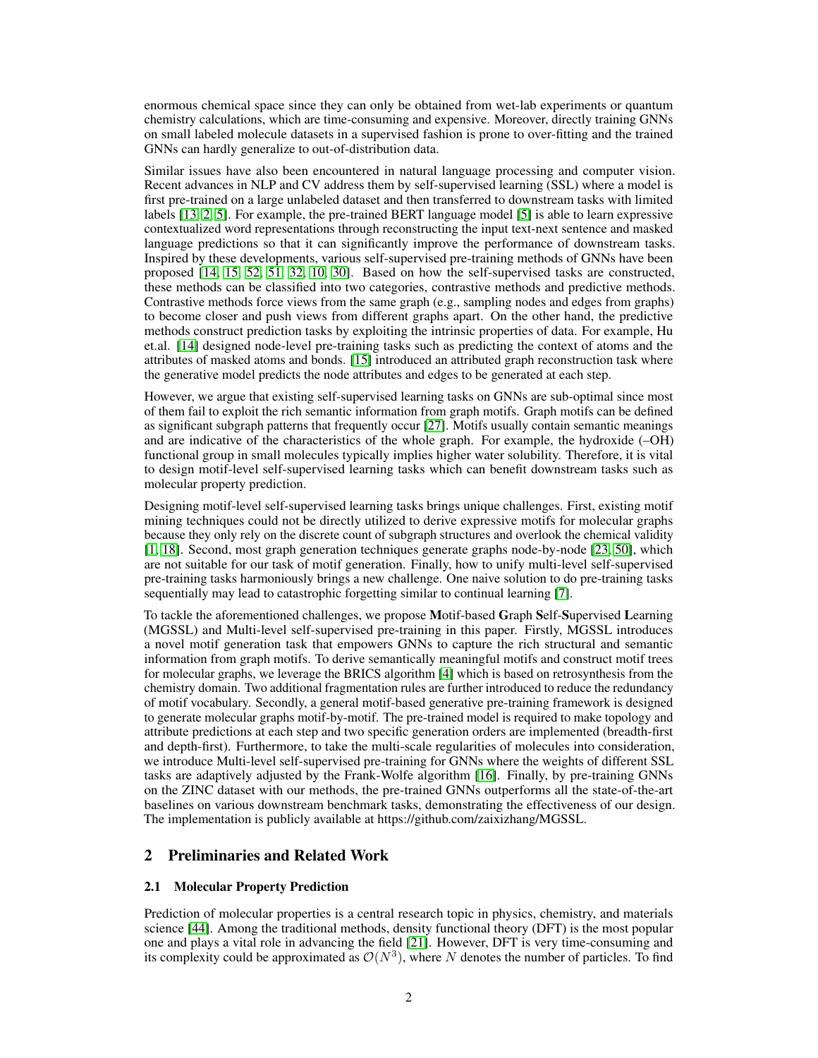enormous chemical space since they can only be obtained from wet-lab experiments or quantum chemistry calculations, which are time-consuming and expensive. Moreover, directly training GNNs on small labeled molecule datasets in a supervised fashion is prone to over-fitting and the trained GNNs can hardly generalize to out-of-distribution data.

Similar issues have also been encountered in natural language processing and computer vision. Recent advances in NLP and CV address them by self-supervised learning (SSL) where a model is first pre-trained on a large unlabeled dataset and then transferred to downstream tasks with limited labels [13, 2, 5]. For example, the pre-trained BERT language model [5] is able to learn expressive contextualized word representations through reconstructing the input text-next sentence and masked language predictions so that it can significantly improve the performance of downstream tasks. Inspired by these developments, various self-supervised pre-training methods of GNNs have been proposed [14, 15, 52, 51, 32, 10, 30]. Based on how the self-supervised tasks are constructed, these methods can be classified into two categories, contrastive methods and predictive methods. Contrastive methods force views from the same graph (e.g., sampling nodes and edges from graphs) to become closer and push views from different graphs apart. On the other hand, the predictive methods construct prediction tasks by exploiting the intrinsic properties of data. For example, Hu et.al. [14] designed node-level pre-training tasks such as predicting the context of atoms and the attributes of masked atoms and bonds. [15] introduced an attributed graph reconstruction task where the generative model predicts the node attributes and edges to be generated at each step.

However, we argue that existing self-supervised learning tasks on GNNs are sub-optimal since most of them fail to exploit the rich semantic information from graph motifs. Graph motifs can be defined as significant subgraph patterns that frequently occur [27]. Motifs usually contain semantic meanings and are indicative of the characteristics of the whole graph. For example, the hydroxide (–OH) functional group in small molecules typically implies higher water solubility. Therefore, it is vital to design motif-level self-supervised learning tasks which can benefit downstream tasks such as molecular property prediction.

Designing motif-level self-supervised learning tasks brings unique challenges. First, existing motif mining techniques could not be directly utilized to derive expressive motifs for molecular graphs because they only rely on the discrete count of subgraph structures and overlook the chemical validity [1, 18]. Second, most graph generation techniques generate graphs node-by-node [23, 50], which are not suitable for our task of motif generation. Finally, how to unify multi-level self-supervised pre-training tasks harmoniously brings a new challenge. One naive solution to do pre-training tasks sequentially may lead to catastrophic forgetting similar to continual learning [7].

To tackle the aforementioned challenges, we propose **M**otif-based **G**raph **S**elf-**S**upervised **L**earning (MGSSL) and Multi-level self-supervised pre-training in this paper. Firstly, MGSSL introduces a novel motif generation task that empowers GNNs to capture the rich structural and semantic information from graph motifs. To derive semantically meaningful motifs and construct motif trees for molecular graphs, we leverage the BRICS algorithm [4] which is based on retrosynthesis from the chemistry domain. Two additional fragmentation rules are further introduced to reduce the redundancy of motif vocabulary. Secondly, a general motif-based generative pre-training framework is designed to generate molecular graphs motif-by-motif. The pre-trained model is required to make topology and attribute predictions at each step and two specific generation orders are implemented (breadth-first and depth-first). Furthermore, to take the multi-scale regularities of molecules into consideration, we introduce Multi-level self-supervised pre-training for GNNs where the weights of different SSL tasks are adaptively adjusted by the Frank-Wolfe algorithm [16]. Finally, by pre-training GNNs on the ZINC dataset with our methods, the pre-trained GNNs outperforms all the state-of-the-art baselines on various downstream benchmark tasks, demonstrating the effectiveness of our design. The implementation is publicly available at https://github.com/zaixizhang/MGSSL.

## 2 Preliminaries and Related Work

### 2.1 Molecular Property Prediction

Prediction of molecular properties is a central research topic in physics, chemistry, and materials science [44]. Among the traditional methods, density functional theory (DFT) is the most popular one and plays a vital role in advancing the field [21]. However, DFT is very time-consuming and its complexity could be approximated as $\mathcal{O}(N^3)$, where $N$ denotes the number of particles. To find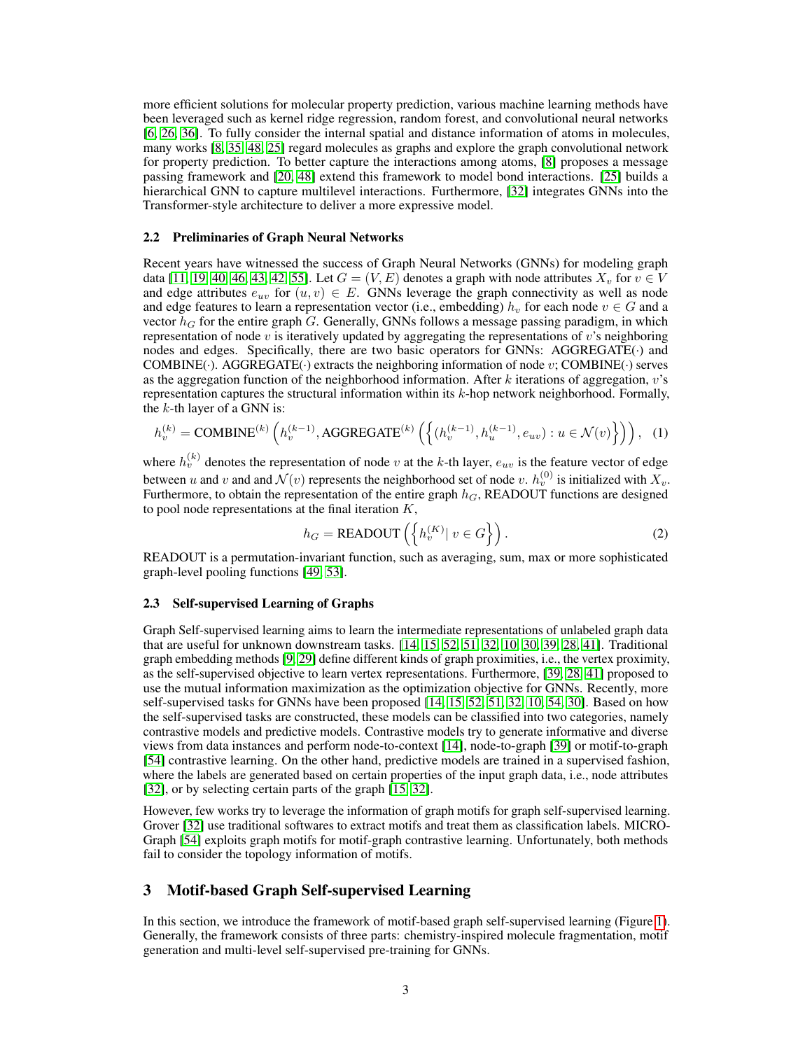more efficient solutions for molecular property prediction, various machine learning methods have been leveraged such as kernel ridge regression, random forest, and convolutional neural networks [6, 26, 36]. To fully consider the internal spatial and distance information of atoms in molecules, many works [8, 35, 48, 25] regard molecules as graphs and explore the graph convolutional network for property prediction. To better capture the interactions among atoms, [8] proposes a message passing framework and [20, 48] extend this framework to model bond interactions. [25] builds a hierarchical GNN to capture multilevel interactions. Furthermore, [32] integrates GNNs into the Transformer-style architecture to deliver a more expressive model.

### 2.2 Preliminaries of Graph Neural Networks

Recent years have witnessed the success of Graph Neural Networks (GNNs) for modeling graph data [11, 19, 40, 46, 43, 42, 55]. Let $G = (V, E)$ denotes a graph with node attributes $X_v$ for $v \in V$ and edge attributes $e_{uv}$ for $(u, v) \in E$. GNNs leverage the graph connectivity as well as node and edge features to learn a representation vector (i.e., embedding) $h_v$ for each node $v \in G$ and a vector $h_G$ for the entire graph $G$. Generally, GNNs follows a message passing paradigm, in which representation of node $v$ is iteratively updated by aggregating the representations of $v$'s neighboring nodes and edges. Specifically, there are two basic operators for GNNs: AGGREGATE$(\cdot)$ and COMBINE$(\cdot)$. AGGREGATE$(\cdot)$ extracts the neighboring information of node $v$; COMBINE$(\cdot)$ serves as the aggregation function of the neighborhood information. After $k$ iterations of aggregation, $v$'s representation captures the structural information within its $k$-hop network neighborhood. Formally, the $k$-th layer of a GNN is:

$$h_v^{(k)} = \text{COMBINE}^{(k)}\left(h_v^{(k-1)}, \text{AGGREGATE}^{(k)}\left(\left\{(h_v^{(k-1)}, h_u^{(k-1)}, e_{uv}) : u \in \mathcal{N}(v)\right\}\right)\right), \quad (1)$$

where $h_v^{(k)}$ denotes the representation of node $v$ at the $k$-th layer, $e_{uv}$ is the feature vector of edge between $u$ and $v$ and and $\mathcal{N}(v)$ represents the neighborhood set of node $v$. $h_v^{(0)}$ is initialized with $X_v$. Furthermore, to obtain the representation of the entire graph $h_G$, READOUT functions are designed to pool node representations at the final iteration $K$,

$$h_G = \text{READOUT}\left(\left\{h_v^{(K)} | \ v \in G\right\}\right). \quad (2)$$

READOUT is a permutation-invariant function, such as averaging, sum, max or more sophisticated graph-level pooling functions [49, 53].

### 2.3 Self-supervised Learning of Graphs

Graph Self-supervised learning aims to learn the intermediate representations of unlabeled graph data that are useful for unknown downstream tasks. [14, 15, 52, 51, 32, 10, 30, 39, 28, 41]. Traditional graph embedding methods [9, 29] define different kinds of graph proximities, i.e., the vertex proximity, as the self-supervised objective to learn vertex representations. Furthermore, [39, 28, 41] proposed to use the mutual information maximization as the optimization objective for GNNs. Recently, more self-supervised tasks for GNNs have been proposed [14, 15, 52, 51, 32, 10, 54, 30]. Based on how the self-supervised tasks are constructed, these models can be classified into two categories, namely contrastive models and predictive models. Contrastive models try to generate informative and diverse views from data instances and perform node-to-context [14], node-to-graph [39] or motif-to-graph [54] contrastive learning. On the other hand, predictive models are trained in a supervised fashion, where the labels are generated based on certain properties of the input graph data, i.e., node attributes [32], or by selecting certain parts of the graph [15, 32].

However, few works try to leverage the information of graph motifs for graph self-supervised learning. Grover [32] use traditional softwares to extract motifs and treat them as classification labels. MICRO-Graph [54] exploits graph motifs for motif-graph contrastive learning. Unfortunately, both methods fail to consider the topology information of motifs.

## 3 Motif-based Graph Self-supervised Learning

In this section, we introduce the framework of motif-based graph self-supervised learning (Figure 1). Generally, the framework consists of three parts: chemistry-inspired molecule fragmentation, motif generation and multi-level self-supervised pre-training for GNNs.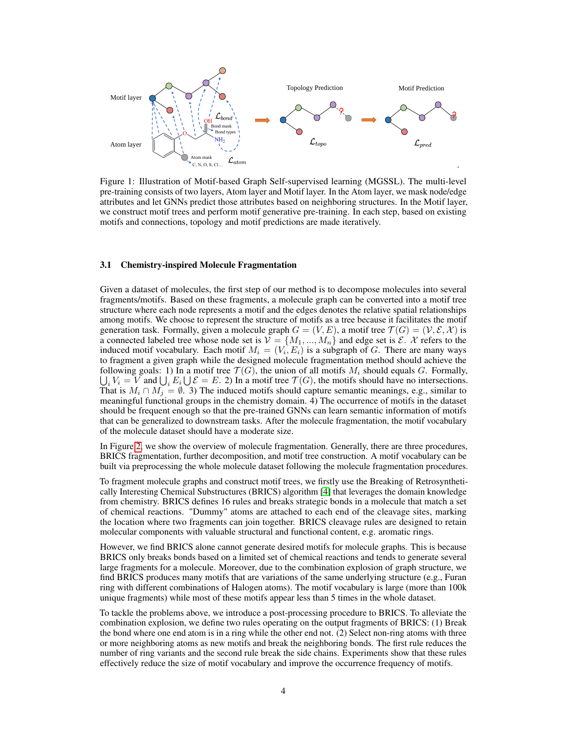Figure 1: Illustration of Motif-based Graph Self-supervised learning (MGSSL). The multi-level pre-training consists of two layers, Atom layer and Motif layer. In the Atom layer, we mask node/edge attributes and let GNNs predict those attributes based on neighboring structures. In the Motif layer, we construct motif trees and perform motif generative pre-training. In each step, based on existing motifs and connections, topology and motif predictions are made iteratively.

### 3.1 Chemistry-inspired Molecule Fragmentation

Given a dataset of molecules, the first step of our method is to decompose molecules into several fragments/motifs. Based on these fragments, a molecule graph can be converted into a motif tree structure where each node represents a motif and the edges denotes the relative spatial relationships among motifs. We choose to represent the structure of motifs as a tree because it facilitates the motif generation task. Formally, given a molecule graph $G = (V, E)$, a motif tree $\mathcal{T}(G) = (\mathcal{V}, \mathcal{E}, \mathcal{X})$ is a connected labeled tree whose node set is $\mathcal{V} = \{M_1, ..., M_n\}$ and edge set is $\mathcal{E}$. $\mathcal{X}$ refers to the induced motif vocabulary. Each motif $M_i = (V_i, E_i)$ is a subgraph of $G$. There are many ways to fragment a given graph while the designed molecule fragmentation method should achieve the following goals: 1) In a motif tree $\mathcal{T}(G)$, the union of all motifs $M_i$ should equals $G$. Formally, $\bigcup_i V_i = V$ and $\bigcup_i E_i \bigcup \mathcal{E} = E$. 2) In a motif tree $\mathcal{T}(G)$, the motifs should have no intersections. That is $M_i \cap M_j = \emptyset$. 3) The induced motifs should capture semantic meanings, e.g., similar to meaningful functional groups in the chemistry domain. 4) The occurrence of motifs in the dataset should be frequent enough so that the pre-trained GNNs can learn semantic information of motifs that can be generalized to downstream tasks. After the molecule fragmentation, the motif vocabulary of the molecule dataset should have a moderate size.

In Figure 2, we show the overview of molecule fragmentation. Generally, there are three procedures, BRICS fragmentation, further decomposition, and motif tree construction. A motif vocabulary can be built via preprocessing the whole molecule dataset following the molecule fragmentation procedures.

To fragment molecule graphs and construct motif trees, we firstly use the Breaking of Retrosynthetically Interesting Chemical Substructures (BRICS) algorithm [4] that leverages the domain knowledge from chemistry. BRICS defines 16 rules and breaks strategic bonds in a molecule that match a set of chemical reactions. "Dummy" atoms are attached to each end of the cleavage sites, marking the location where two fragments can join together. BRICS cleavage rules are designed to retain molecular components with valuable structural and functional content, e.g. aromatic rings.

However, we find BRICS alone cannot generate desired motifs for molecule graphs. This is because BRICS only breaks bonds based on a limited set of chemical reactions and tends to generate several large fragments for a molecule. Moreover, due to the combination explosion of graph structure, we find BRICS produces many motifs that are variations of the same underlying structure (e.g., Furan ring with different combinations of Halogen atoms). The motif vocabulary is large (more than 100k unique fragments) while most of these motifs appear less than 5 times in the whole dataset.

To tackle the problems above, we introduce a post-processing procedure to BRICS. To alleviate the combination explosion, we define two rules operating on the output fragments of BRICS: (1) Break the bond where one end atom is in a ring while the other end not. (2) Select non-ring atoms with three or more neighboring atoms as new motifs and break the neighboring bonds. The first rule reduces the number of ring variants and the second rule break the side chains. Experiments show that these rules effectively reduce the size of motif vocabulary and improve the occurrence frequency of motifs.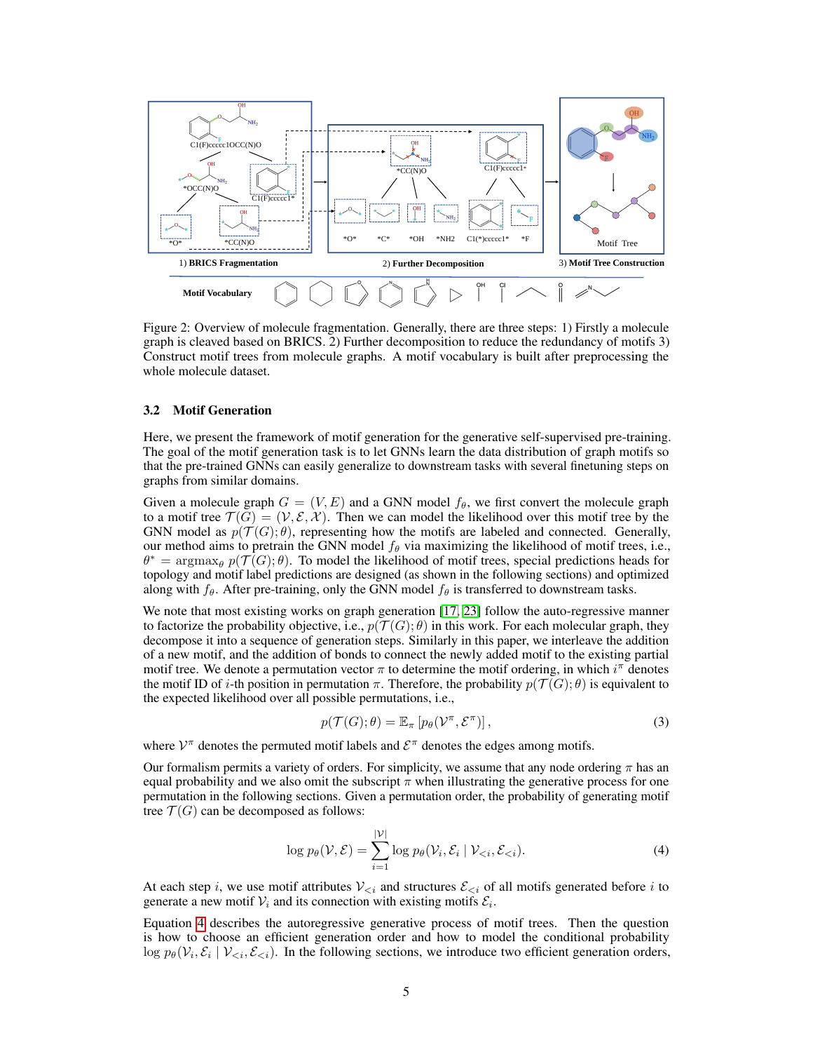Figure 2: Overview of molecule fragmentation. Generally, there are three steps: 1) Firstly a molecule graph is cleaved based on BRICS. 2) Further decomposition to reduce the redundancy of motifs 3) Construct motif trees from molecule graphs. A motif vocabulary is built after preprocessing the whole molecule dataset.

### 3.2 Motif Generation

Here, we present the framework of motif generation for the generative self-supervised pre-training. The goal of the motif generation task is to let GNNs learn the data distribution of graph motifs so that the pre-trained GNNs can easily generalize to downstream tasks with several finetuning steps on graphs from similar domains.

Given a molecule graph $G = (V, E)$ and a GNN model $f_\theta$, we first convert the molecule graph to a motif tree $\mathcal{T}(G) = (\mathcal{V}, \mathcal{E}, \mathcal{X})$. Then we can model the likelihood over this motif tree by the GNN model as $p(\mathcal{T}(G); \theta)$, representing how the motifs are labeled and connected. Generally, our method aims to pretrain the GNN model $f_\theta$ via maximizing the likelihood of motif trees, i.e., $\theta^* = \text{argmax}_\theta \; p(\mathcal{T}(G); \theta)$. To model the likelihood of motif trees, special predictions heads for topology and motif label predictions are designed (as shown in the following sections) and optimized along with $f_\theta$. After pre-training, only the GNN model $f_\theta$ is transferred to downstream tasks.

We note that most existing works on graph generation [17, 23] follow the auto-regressive manner to factorize the probability objective, i.e., $p(\mathcal{T}(G); \theta)$ in this work. For each molecular graph, they decompose it into a sequence of generation steps. Similarly in this paper, we interleave the addition of a new motif, and the addition of bonds to connect the newly added motif to the existing partial motif tree. We denote a permutation vector $\pi$ to determine the motif ordering, in which $i^\pi$ denotes the motif ID of $i$-th position in permutation $\pi$. Therefore, the probability $p(\mathcal{T}(G); \theta)$ is equivalent to the expected likelihood over all possible permutations, i.e.,

$$p(\mathcal{T}(G); \theta) = \mathbb{E}_\pi \left[ p_\theta(\mathcal{V}^\pi, \mathcal{E}^\pi) \right], \tag{3}$$

where $\mathcal{V}^\pi$ denotes the permuted motif labels and $\mathcal{E}^\pi$ denotes the edges among motifs.

Our formalism permits a variety of orders. For simplicity, we assume that any node ordering $\pi$ has an equal probability and we also omit the subscript $\pi$ when illustrating the generative process for one permutation in the following sections. Given a permutation order, the probability of generating motif tree $\mathcal{T}(G)$ can be decomposed as follows:

$$\log p_\theta(\mathcal{V}, \mathcal{E}) = \sum_{i=1}^{|\mathcal{V}|} \log p_\theta(\mathcal{V}_i, \mathcal{E}_i \mid \mathcal{V}_{<i}, \mathcal{E}_{<i}). \tag{4}$$

At each step $i$, we use motif attributes $\mathcal{V}_{<i}$ and structures $\mathcal{E}_{<i}$ of all motifs generated before $i$ to generate a new motif $\mathcal{V}_i$ and its connection with existing motifs $\mathcal{E}_i$.

Equation 4 describes the autoregressive generative process of motif trees. Then the question is how to choose an efficient generation order and how to model the conditional probability $\log p_\theta(\mathcal{V}_i, \mathcal{E}_i \mid \mathcal{V}_{<i}, \mathcal{E}_{<i})$. In the following sections, we introduce two efficient generation orders,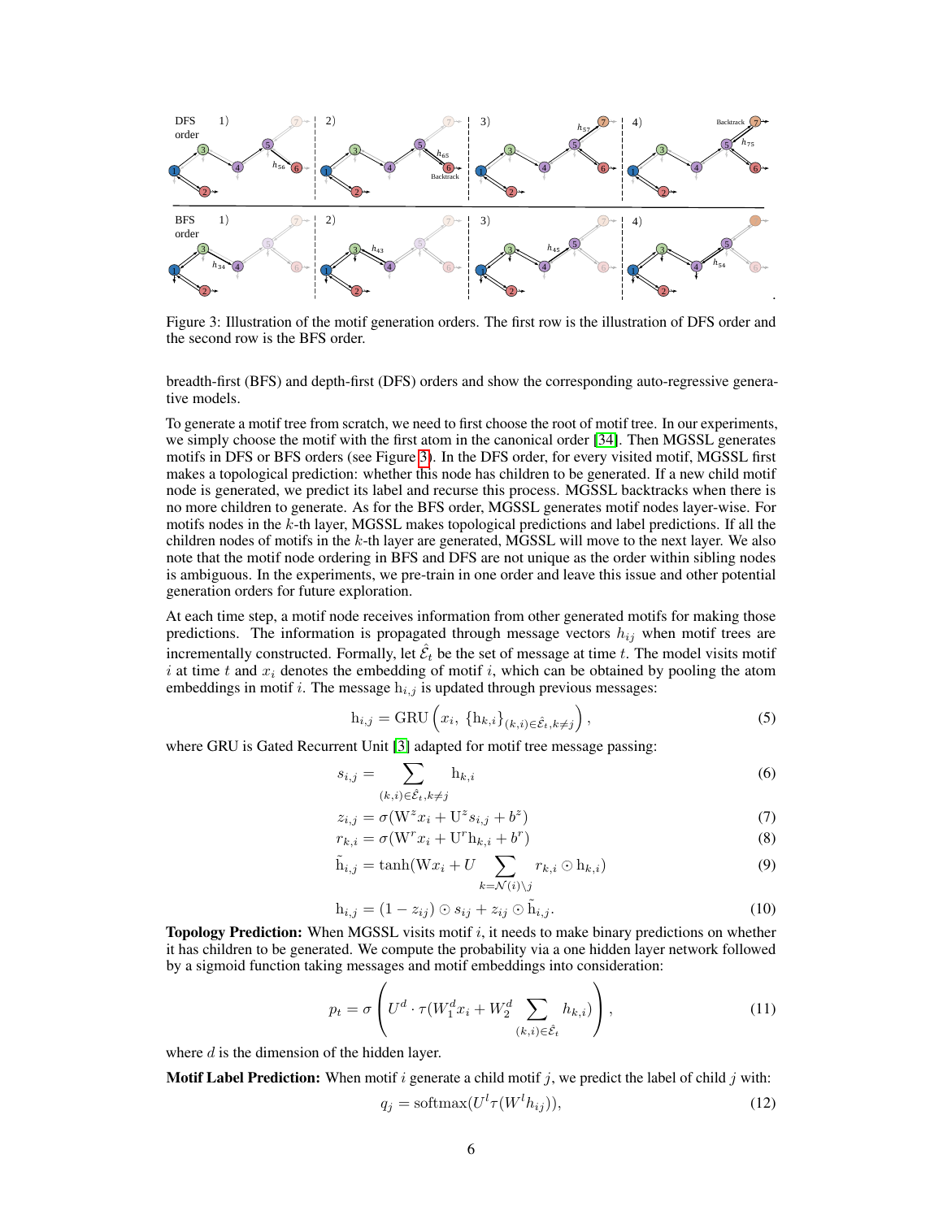Figure 3: Illustration of the motif generation orders. The first row is the illustration of DFS order and the second row is the BFS order.

breadth-first (BFS) and depth-first (DFS) orders and show the corresponding auto-regressive generative models.

To generate a motif tree from scratch, we need to first choose the root of motif tree. In our experiments, we simply choose the motif with the first atom in the canonical order [34]. Then MGSSL generates motifs in DFS or BFS orders (see Figure 3). In the DFS order, for every visited motif, MGSSL first makes a topological prediction: whether this node has children to be generated. If a new child motif node is generated, we predict its label and recurse this process. MGSSL backtracks when there is no more children to generate. As for the BFS order, MGSSL generates motif nodes layer-wise. For motifs nodes in the $k$-th layer, MGSSL makes topological predictions and label predictions. If all the children nodes of motifs in the $k$-th layer are generated, MGSSL will move to the next layer. We also note that the motif node ordering in BFS and DFS are not unique as the order within sibling nodes is ambiguous. In the experiments, we pre-train in one order and leave this issue and other potential generation orders for future exploration.

At each time step, a motif node receives information from other generated motifs for making those predictions. The information is propagated through message vectors $h_{ij}$ when motif trees are incrementally constructed. Formally, let $\hat{\mathcal{E}}_t$ be the set of message at time $t$. The model visits motif $i$ at time $t$ and $x_i$ denotes the embedding of motif $i$, which can be obtained by pooling the atom embeddings in motif $i$. The message $\mathrm{h}_{i,j}$ is updated through previous messages:

$$\mathrm{h}_{i,j} = \mathrm{GRU}\left(x_i,\ \{\mathrm{h}_{k,i}\}_{(k,i)\in\hat{\mathcal{E}}_t, k\neq j}\right), \tag{5}$$

where GRU is Gated Recurrent Unit [3] adapted for motif tree message passing:

$$s_{i,j} = \sum_{(k,i)\in\hat{\mathcal{E}}_t, k\neq j} \mathrm{h}_{k,i} \tag{6}$$

$$z_{i,j} = \sigma(\mathrm{W}^z x_i + \mathrm{U}^z s_{i,j} + b^z) \tag{7}$$

$$r_{k,i} = \sigma(\mathrm{W}^r x_i + \mathrm{U}^r \mathrm{h}_{k,i} + b^r) \tag{8}$$

$$\tilde{\mathrm{h}}_{i,j} = \tanh(\mathrm{W} x_i + U \sum_{k=\mathcal{N}(i)\setminus j} r_{k,i} \odot \mathrm{h}_{k,i}) \tag{9}$$

$$\mathrm{h}_{i,j} = (1 - z_{ij}) \odot s_{ij} + z_{ij} \odot \tilde{\mathrm{h}}_{i,j}. \tag{10}$$

**Topology Prediction:** When MGSSL visits motif $i$, it needs to make binary predictions on whether it has children to be generated. We compute the probability via a one hidden layer network followed by a sigmoid function taking messages and motif embeddings into consideration:

$$p_t = \sigma\left(U^d \cdot \tau(W_1^d x_i + W_2^d \sum_{(k,i)\in\hat{\mathcal{E}}_t} h_{k,i})\right), \tag{11}$$

where $d$ is the dimension of the hidden layer.

**Motif Label Prediction:** When motif $i$ generate a child motif $j$, we predict the label of child $j$ with:

$$q_j = \mathrm{softmax}(U^l \tau(W^l h_{ij})), \tag{12}$$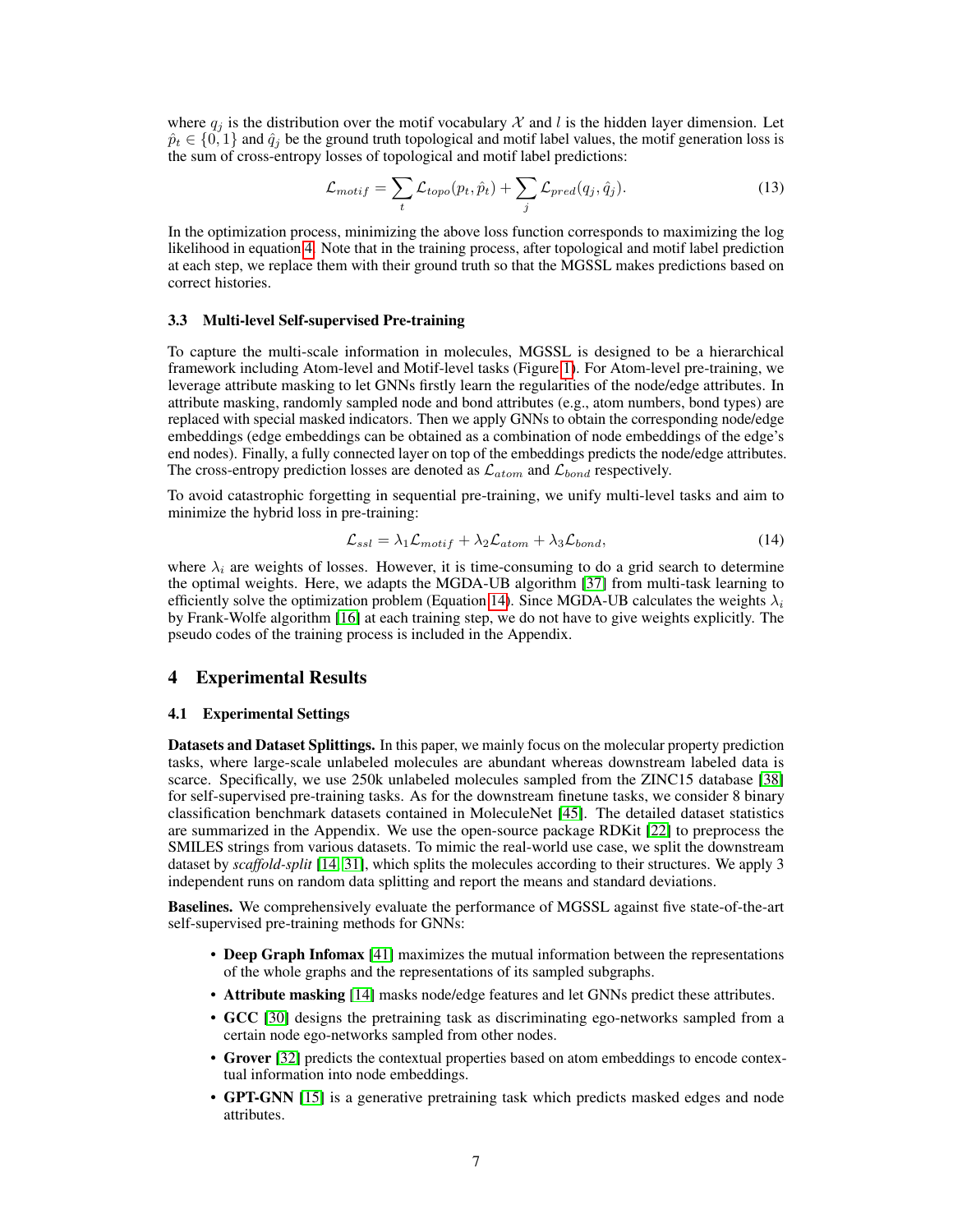where $q_j$ is the distribution over the motif vocabulary $\mathcal{X}$ and $l$ is the hidden layer dimension. Let $\hat{p}_t \in \{0, 1\}$ and $\hat{q}_j$ be the ground truth topological and motif label values, the motif generation loss is the sum of cross-entropy losses of topological and motif label predictions:

$$\mathcal{L}_{motif} = \sum_t \mathcal{L}_{topo}(p_t, \hat{p}_t) + \sum_j \mathcal{L}_{pred}(q_j, \hat{q}_j). \tag{13}$$

In the optimization process, minimizing the above loss function corresponds to maximizing the log likelihood in equation 4. Note that in the training process, after topological and motif label prediction at each step, we replace them with their ground truth so that the MGSSL makes predictions based on correct histories.

### 3.3 Multi-level Self-supervised Pre-training

To capture the multi-scale information in molecules, MGSSL is designed to be a hierarchical framework including Atom-level and Motif-level tasks (Figure 1). For Atom-level pre-training, we leverage attribute masking to let GNNs firstly learn the regularities of the node/edge attributes. In attribute masking, randomly sampled node and bond attributes (e.g., atom numbers, bond types) are replaced with special masked indicators. Then we apply GNNs to obtain the corresponding node/edge embeddings (edge embeddings can be obtained as a combination of node embeddings of the edge's end nodes). Finally, a fully connected layer on top of the embeddings predicts the node/edge attributes. The cross-entropy prediction losses are denoted as $\mathcal{L}_{atom}$ and $\mathcal{L}_{bond}$ respectively.

To avoid catastrophic forgetting in sequential pre-training, we unify multi-level tasks and aim to minimize the hybrid loss in pre-training:

$$\mathcal{L}_{ssl} = \lambda_1 \mathcal{L}_{motif} + \lambda_2 \mathcal{L}_{atom} + \lambda_3 \mathcal{L}_{bond}, \tag{14}$$

where $\lambda_i$ are weights of losses. However, it is time-consuming to do a grid search to determine the optimal weights. Here, we adapts the MGDA-UB algorithm [37] from multi-task learning to efficiently solve the optimization problem (Equation 14). Since MGDA-UB calculates the weights $\lambda_i$ by Frank-Wolfe algorithm [16] at each training step, we do not have to give weights explicitly. The pseudo codes of the training process is included in the Appendix.

## 4 Experimental Results

### 4.1 Experimental Settings

**Datasets and Dataset Splittings.** In this paper, we mainly focus on the molecular property prediction tasks, where large-scale unlabeled molecules are abundant whereas downstream labeled data is scarce. Specifically, we use 250k unlabeled molecules sampled from the ZINC15 database [38] for self-supervised pre-training tasks. As for the downstream finetune tasks, we consider 8 binary classification benchmark datasets contained in MoleculeNet [45]. The detailed dataset statistics are summarized in the Appendix. We use the open-source package RDKit [22] to preprocess the SMILES strings from various datasets. To mimic the real-world use case, we split the downstream dataset by *scaffold-split* [14, 31], which splits the molecules according to their structures. We apply 3 independent runs on random data splitting and report the means and standard deviations.

**Baselines.** We comprehensively evaluate the performance of MGSSL against five state-of-the-art self-supervised pre-training methods for GNNs:

- **Deep Graph Infomax** [41] maximizes the mutual information between the representations of the whole graphs and the representations of its sampled subgraphs.
- **Attribute masking** [14] masks node/edge features and let GNNs predict these attributes.
- **GCC** [30] designs the pretraining task as discriminating ego-networks sampled from a certain node ego-networks sampled from other nodes.
- **Grover** [32] predicts the contextual properties based on atom embeddings to encode contextual information into node embeddings.
- **GPT-GNN** [15] is a generative pretraining task which predicts masked edges and node attributes.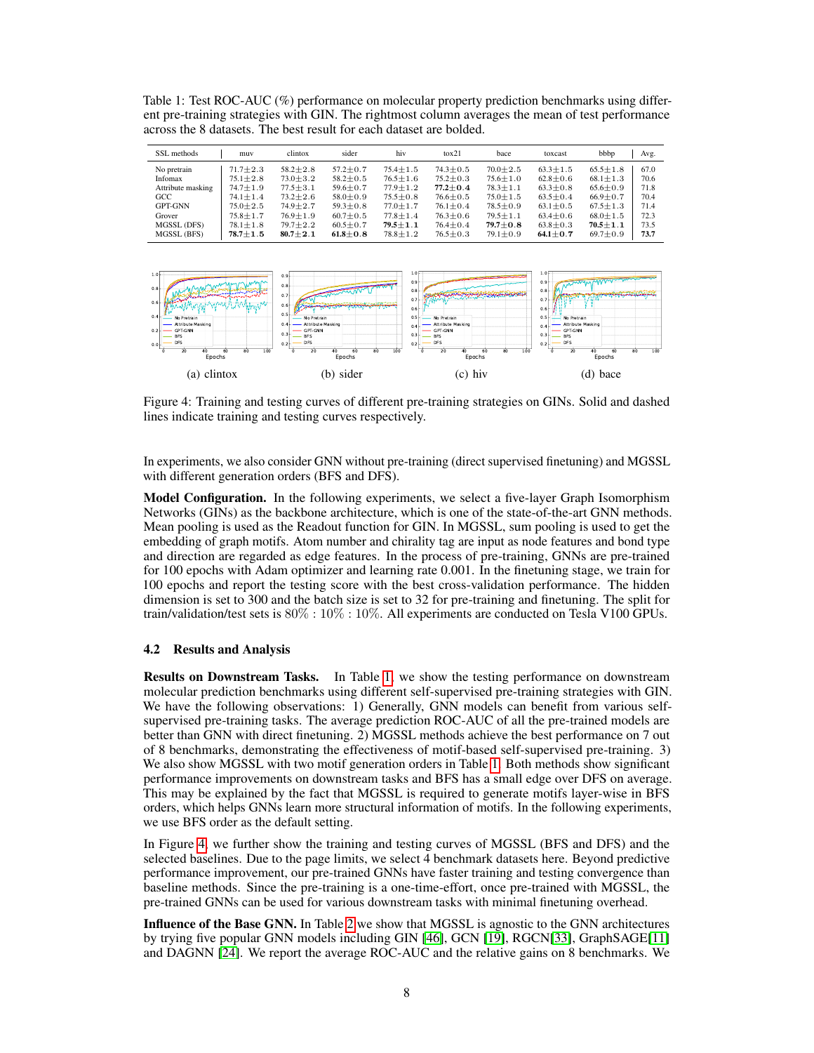Table 1: Test ROC-AUC (%) performance on molecular property prediction benchmarks using different pre-training strategies with GIN. The rightmost column averages the mean of test performance across the 8 datasets. The best result for each dataset are bolded.

| SSL methods | muv | clintox | sider | hiv | tox21 | bace | toxcast | bbbp | Avg. |
|---|---|---|---|---|---|---|---|---|---|
| No pretrain | 71.7±2.3 | 58.2±2.8 | 57.2±0.7 | 75.4±1.5 | 74.3±0.5 | 70.0±2.5 | 63.3±1.5 | 65.5±1.8 | 67.0 |
| Infomax | 75.1±2.8 | 73.0±3.2 | 58.2±0.5 | 76.5±1.6 | 75.2±0.3 | 75.6±1.0 | 62.8±0.6 | 68.1±1.3 | 70.6 |
| Attribute masking | 74.7±1.9 | 77.5±3.1 | 59.6±0.7 | 77.9±1.2 | **77.2±0.4** | 78.3±1.1 | 63.3±0.8 | 65.6±0.9 | 71.8 |
| GCC | 74.1±1.4 | 73.2±2.6 | 58.0±0.9 | 75.5±0.8 | 76.6±0.5 | 75.0±1.5 | 63.5±0.4 | 66.9±0.7 | 70.4 |
| GPT-GNN | 75.0±2.5 | 74.9±2.7 | 59.3±0.8 | 77.0±1.7 | 76.1±0.4 | 78.5±0.9 | 63.1±0.5 | 67.5±1.3 | 71.4 |
| Grover | 75.8±1.7 | 76.9±1.9 | 60.7±0.5 | 77.8±1.4 | 76.3±0.6 | 79.5±1.1 | 63.4±0.6 | 68.0±1.5 | 72.3 |
| MGSSL (DFS) | 78.1±1.8 | 79.7±2.2 | 60.5±0.7 | **79.5±1.1** | 76.4±0.4 | **79.7±0.8** | 63.8±0.3 | **70.5±1.1** | 73.5 |
| MGSSL (BFS) | **78.7±1.5** | **80.7±2.1** | **61.8±0.8** | 78.8±1.2 | 76.5±0.3 | 79.1±0.9 | **64.1±0.7** | 69.7±0.9 | **73.7** |

(a) clintox (b) sider (c) hiv (d) bace

Figure 4: Training and testing curves of different pre-training strategies on GINs. Solid and dashed lines indicate training and testing curves respectively.

In experiments, we also consider GNN without pre-training (direct supervised finetuning) and MGSSL with different generation orders (BFS and DFS).

**Model Configuration.** In the following experiments, we select a five-layer Graph Isomorphism Networks (GINs) as the backbone architecture, which is one of the state-of-the-art GNN methods. Mean pooling is used as the Readout function for GIN. In MGSSL, sum pooling is used to get the embedding of graph motifs. Atom number and chirality tag are input as node features and bond type and direction are regarded as edge features. In the process of pre-training, GNNs are pre-trained for 100 epochs with Adam optimizer and learning rate 0.001. In the finetuning stage, we train for 100 epochs and report the testing score with the best cross-validation performance. The hidden dimension is set to 300 and the batch size is set to 32 for pre-training and finetuning. The split for train/validation/test sets is $80\% : 10\% : 10\%$. All experiments are conducted on Tesla V100 GPUs.

### 4.2 Results and Analysis

**Results on Downstream Tasks.** In Table 1, we show the testing performance on downstream molecular prediction benchmarks using different self-supervised pre-training strategies with GIN. We have the following observations: 1) Generally, GNN models can benefit from various self-supervised pre-training tasks. The average prediction ROC-AUC of all the pre-trained models are better than GNN with direct finetuning. 2) MGSSL methods achieve the best performance on 7 out of 8 benchmarks, demonstrating the effectiveness of motif-based self-supervised pre-training. 3) We also show MGSSL with two motif generation orders in Table 1. Both methods show significant performance improvements on downstream tasks and BFS has a small edge over DFS on average. This may be explained by the fact that MGSSL is required to generate motifs layer-wise in BFS orders, which helps GNNs learn more structural information of motifs. In the following experiments, we use BFS order as the default setting.

In Figure 4, we further show the training and testing curves of MGSSL (BFS and DFS) and the selected baselines. Due to the page limits, we select 4 benchmark datasets here. Beyond predictive performance improvement, our pre-trained GNNs have faster training and testing convergence than baseline methods. Since the pre-training is a one-time-effort, once pre-trained with MGSSL, the pre-trained GNNs can be used for various downstream tasks with minimal finetuning overhead.

**Influence of the Base GNN.** In Table 2 we show that MGSSL is agnostic to the GNN architectures by trying five popular GNN models including GIN [46], GCN [19], RGCN[33], GraphSAGE[11] and DAGNN [24]. We report the average ROC-AUC and the relative gains on 8 benchmarks. We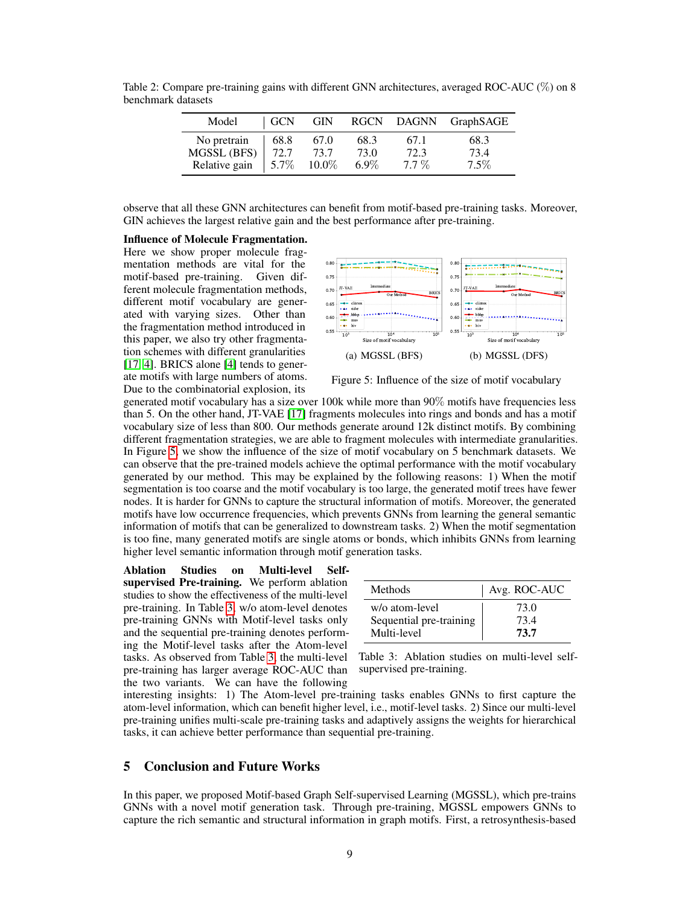Table 2: Compare pre-training gains with different GNN architectures, averaged ROC-AUC (%) on 8 benchmark datasets

| Model | GCN | GIN | RGCN | DAGNN | GraphSAGE |
|---|---|---|---|---|---|
| No pretrain | 68.8 | 67.0 | 68.3 | 67.1 | 68.3 |
| MGSSL (BFS) | 72.7 | 73.7 | 73.0 | 72.3 | 73.4 |
| Relative gain | 5.7% | 10.0% | 6.9% | 7.7 % | 7.5% |

observe that all these GNN architectures can benefit from motif-based pre-training tasks. Moreover, GIN achieves the largest relative gain and the best performance after pre-training.

**Influence of Molecule Fragmentation.** Here we show proper molecule fragmentation methods are vital for the motif-based pre-training. Given different molecule fragmentation methods, different motif vocabulary are generated with varying sizes. Other than the fragmentation method introduced in this paper, we also try other fragmentation schemes with different granularities [17, 4]. BRICS alone [4] tends to generate motifs with large numbers of atoms. Due to the combinatorial explosion, its generated motif vocabulary has a size over 100k while more than 90% motifs have frequencies less than 5. On the other hand, JT-VAE [17] fragments molecules into rings and bonds and has a motif vocabulary size of less than 800. Our methods generate around 12k distinct motifs. By combining different fragmentation strategies, we are able to fragment molecules with intermediate granularities. In Figure 5, we show the influence of the size of motif vocabulary on 5 benchmark datasets. We can observe that the pre-trained models achieve the optimal performance with the motif vocabulary generated by our method. This may be explained by the following reasons: 1) When the motif segmentation is too coarse and the motif vocabulary is too large, the generated motif trees have fewer nodes. It is harder for GNNs to capture the structural information of motifs. Moreover, the generated motifs have low occurrence frequencies, which prevents GNNs from learning the general semantic information of motifs that can be generalized to downstream tasks. 2) When the motif segmentation is too fine, many generated motifs are single atoms or bonds, which inhibits GNNs from learning higher level semantic information through motif generation tasks.

(a) MGSSL (BFS) (b) MGSSL (DFS)

Figure 5: Influence of the size of motif vocabulary

**Ablation Studies on Multi-level Self-supervised Pre-training.** We perform ablation studies to show the effectiveness of the multi-level pre-training. In Table 3, w/o atom-level denotes pre-training GNNs with Motif-level tasks only and the sequential pre-training denotes performing the Motif-level tasks after the Atom-level tasks. As observed from Table 3, the multi-level pre-training has larger average ROC-AUC than the two variants. We can have the following interesting insights: 1) The Atom-level pre-training tasks enables GNNs to first capture the atom-level information, which can benefit higher level, i.e., motif-level tasks. 2) Since our multi-level pre-training unifies multi-scale pre-training tasks and adaptively assigns the weights for hierarchical tasks, it can achieve better performance than sequential pre-training.

| Methods | Avg. ROC-AUC |
|---|---|
| w/o atom-level | 73.0 |
| Sequential pre-training | 73.4 |
| Multi-level | **73.7** |

Table 3: Ablation studies on multi-level self-supervised pre-training.

## 5 Conclusion and Future Works

In this paper, we proposed Motif-based Graph Self-supervised Learning (MGSSL), which pre-trains GNNs with a novel motif generation task. Through pre-training, MGSSL empowers GNNs to capture the rich semantic and structural information in graph motifs. First, a retrosynthesis-based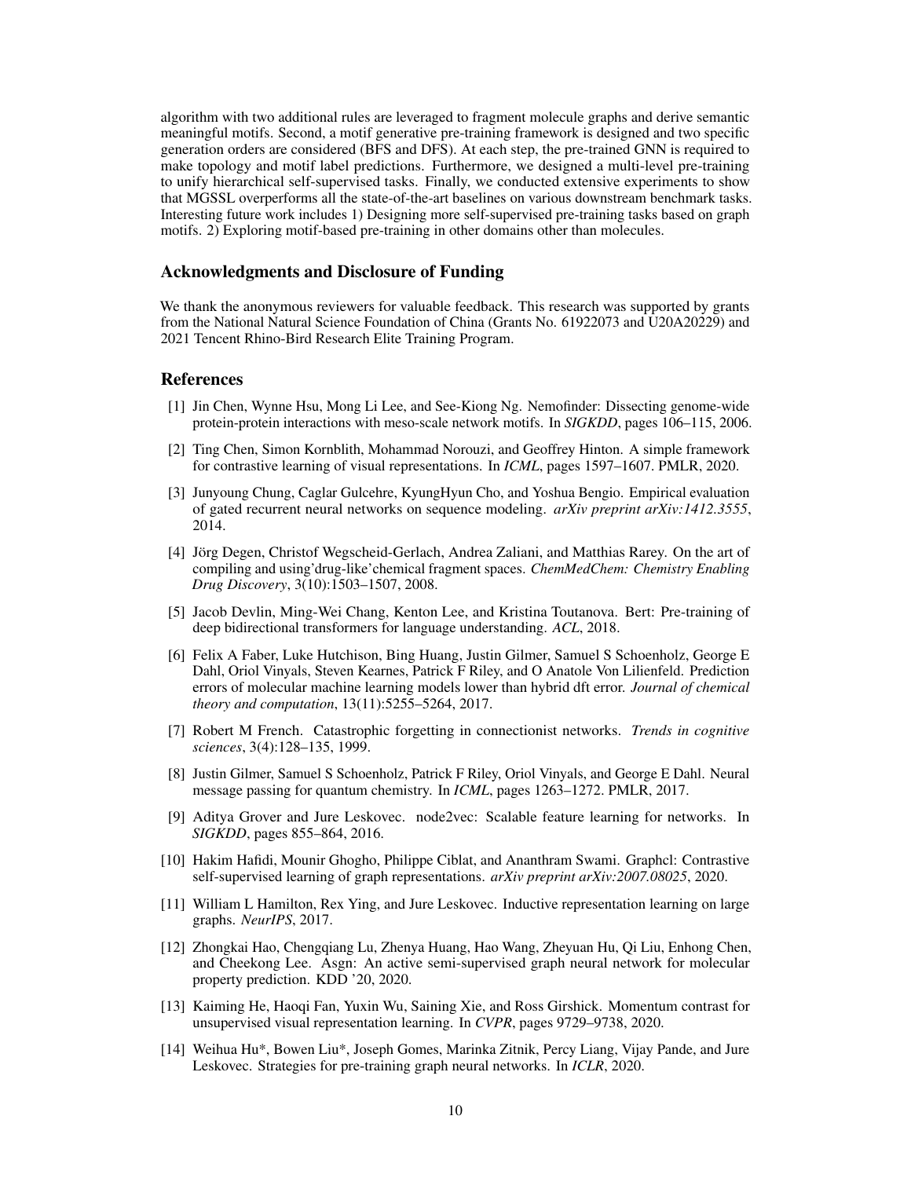algorithm with two additional rules are leveraged to fragment molecule graphs and derive semantic meaningful motifs. Second, a motif generative pre-training framework is designed and two specific generation orders are considered (BFS and DFS). At each step, the pre-trained GNN is required to make topology and motif label predictions. Furthermore, we designed a multi-level pre-training to unify hierarchical self-supervised tasks. Finally, we conducted extensive experiments to show that MGSSL overperforms all the state-of-the-art baselines on various downstream benchmark tasks. Interesting future work includes 1) Designing more self-supervised pre-training tasks based on graph motifs. 2) Exploring motif-based pre-training in other domains other than molecules.

## Acknowledgments and Disclosure of Funding

We thank the anonymous reviewers for valuable feedback. This research was supported by grants from the National Natural Science Foundation of China (Grants No. 61922073 and U20A20229) and 2021 Tencent Rhino-Bird Research Elite Training Program.

## References

[1] Jin Chen, Wynne Hsu, Mong Li Lee, and See-Kiong Ng. Nemofinder: Dissecting genome-wide protein-protein interactions with meso-scale network motifs. In *SIGKDD*, pages 106–115, 2006.

[2] Ting Chen, Simon Kornblith, Mohammad Norouzi, and Geoffrey Hinton. A simple framework for contrastive learning of visual representations. In *ICML*, pages 1597–1607. PMLR, 2020.

[3] Junyoung Chung, Caglar Gulcehre, KyungHyun Cho, and Yoshua Bengio. Empirical evaluation of gated recurrent neural networks on sequence modeling. *arXiv preprint arXiv:1412.3555*, 2014.

[4] Jörg Degen, Christof Wegscheid-Gerlach, Andrea Zaliani, and Matthias Rarey. On the art of compiling and using'drug-like'chemical fragment spaces. *ChemMedChem: Chemistry Enabling Drug Discovery*, 3(10):1503–1507, 2008.

[5] Jacob Devlin, Ming-Wei Chang, Kenton Lee, and Kristina Toutanova. Bert: Pre-training of deep bidirectional transformers for language understanding. *ACL*, 2018.

[6] Felix A Faber, Luke Hutchison, Bing Huang, Justin Gilmer, Samuel S Schoenholz, George E Dahl, Oriol Vinyals, Steven Kearnes, Patrick F Riley, and O Anatole Von Lilienfeld. Prediction errors of molecular machine learning models lower than hybrid dft error. *Journal of chemical theory and computation*, 13(11):5255–5264, 2017.

[7] Robert M French. Catastrophic forgetting in connectionist networks. *Trends in cognitive sciences*, 3(4):128–135, 1999.

[8] Justin Gilmer, Samuel S Schoenholz, Patrick F Riley, Oriol Vinyals, and George E Dahl. Neural message passing for quantum chemistry. In *ICML*, pages 1263–1272. PMLR, 2017.

[9] Aditya Grover and Jure Leskovec. node2vec: Scalable feature learning for networks. In *SIGKDD*, pages 855–864, 2016.

[10] Hakim Hafidi, Mounir Ghogho, Philippe Ciblat, and Ananthram Swami. Graphcl: Contrastive self-supervised learning of graph representations. *arXiv preprint arXiv:2007.08025*, 2020.

[11] William L Hamilton, Rex Ying, and Jure Leskovec. Inductive representation learning on large graphs. *NeurIPS*, 2017.

[12] Zhongkai Hao, Chengqiang Lu, Zhenya Huang, Hao Wang, Zheyuan Hu, Qi Liu, Enhong Chen, and Cheekong Lee. Asgn: An active semi-supervised graph neural network for molecular property prediction. KDD '20, 2020.

[13] Kaiming He, Haoqi Fan, Yuxin Wu, Saining Xie, and Ross Girshick. Momentum contrast for unsupervised visual representation learning. In *CVPR*, pages 9729–9738, 2020.

[14] Weihua Hu*, Bowen Liu*, Joseph Gomes, Marinka Zitnik, Percy Liang, Vijay Pande, and Jure Leskovec. Strategies for pre-training graph neural networks. In *ICLR*, 2020.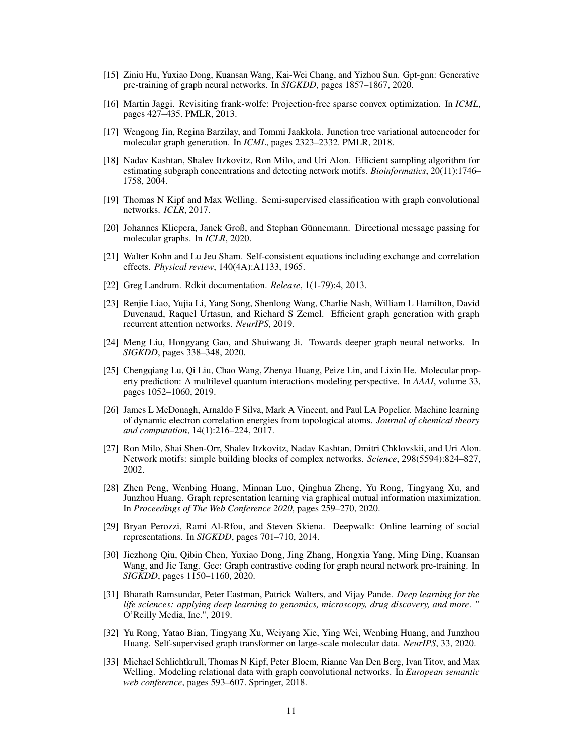[15] Ziniu Hu, Yuxiao Dong, Kuansan Wang, Kai-Wei Chang, and Yizhou Sun. Gpt-gnn: Generative pre-training of graph neural networks. In *SIGKDD*, pages 1857–1867, 2020.

[16] Martin Jaggi. Revisiting frank-wolfe: Projection-free sparse convex optimization. In *ICML*, pages 427–435. PMLR, 2013.

[17] Wengong Jin, Regina Barzilay, and Tommi Jaakkola. Junction tree variational autoencoder for molecular graph generation. In *ICML*, pages 2323–2332. PMLR, 2018.

[18] Nadav Kashtan, Shalev Itzkovitz, Ron Milo, and Uri Alon. Efficient sampling algorithm for estimating subgraph concentrations and detecting network motifs. *Bioinformatics*, 20(11):1746–1758, 2004.

[19] Thomas N Kipf and Max Welling. Semi-supervised classification with graph convolutional networks. *ICLR*, 2017.

[20] Johannes Klicpera, Janek Groß, and Stephan Günnemann. Directional message passing for molecular graphs. In *ICLR*, 2020.

[21] Walter Kohn and Lu Jeu Sham. Self-consistent equations including exchange and correlation effects. *Physical review*, 140(4A):A1133, 1965.

[22] Greg Landrum. Rdkit documentation. *Release*, 1(1-79):4, 2013.

[23] Renjie Liao, Yujia Li, Yang Song, Shenlong Wang, Charlie Nash, William L Hamilton, David Duvenaud, Raquel Urtasun, and Richard S Zemel. Efficient graph generation with graph recurrent attention networks. *NeurIPS*, 2019.

[24] Meng Liu, Hongyang Gao, and Shuiwang Ji. Towards deeper graph neural networks. In *SIGKDD*, pages 338–348, 2020.

[25] Chengqiang Lu, Qi Liu, Chao Wang, Zhenya Huang, Peize Lin, and Lixin He. Molecular property prediction: A multilevel quantum interactions modeling perspective. In *AAAI*, volume 33, pages 1052–1060, 2019.

[26] James L McDonagh, Arnaldo F Silva, Mark A Vincent, and Paul LA Popelier. Machine learning of dynamic electron correlation energies from topological atoms. *Journal of chemical theory and computation*, 14(1):216–224, 2017.

[27] Ron Milo, Shai Shen-Orr, Shalev Itzkovitz, Nadav Kashtan, Dmitri Chklovskii, and Uri Alon. Network motifs: simple building blocks of complex networks. *Science*, 298(5594):824–827, 2002.

[28] Zhen Peng, Wenbing Huang, Minnan Luo, Qinghua Zheng, Yu Rong, Tingyang Xu, and Junzhou Huang. Graph representation learning via graphical mutual information maximization. In *Proceedings of The Web Conference 2020*, pages 259–270, 2020.

[29] Bryan Perozzi, Rami Al-Rfou, and Steven Skiena. Deepwalk: Online learning of social representations. In *SIGKDD*, pages 701–710, 2014.

[30] Jiezhong Qiu, Qibin Chen, Yuxiao Dong, Jing Zhang, Hongxia Yang, Ming Ding, Kuansan Wang, and Jie Tang. Gcc: Graph contrastive coding for graph neural network pre-training. In *SIGKDD*, pages 1150–1160, 2020.

[31] Bharath Ramsundar, Peter Eastman, Patrick Walters, and Vijay Pande. *Deep learning for the life sciences: applying deep learning to genomics, microscopy, drug discovery, and more*. " O'Reilly Media, Inc.", 2019.

[32] Yu Rong, Yatao Bian, Tingyang Xu, Weiyang Xie, Ying Wei, Wenbing Huang, and Junzhou Huang. Self-supervised graph transformer on large-scale molecular data. *NeurIPS*, 33, 2020.

[33] Michael Schlichtkrull, Thomas N Kipf, Peter Bloem, Rianne Van Den Berg, Ivan Titov, and Max Welling. Modeling relational data with graph convolutional networks. In *European semantic web conference*, pages 593–607. Springer, 2018.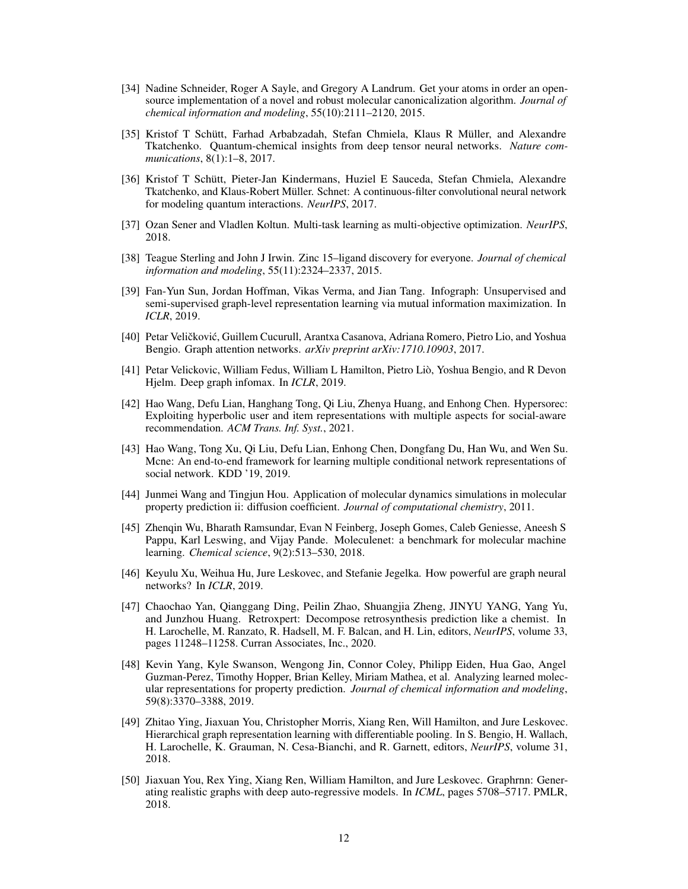[34] Nadine Schneider, Roger A Sayle, and Gregory A Landrum. Get your atoms in order an open-source implementation of a novel and robust molecular canonicalization algorithm. *Journal of chemical information and modeling*, 55(10):2111–2120, 2015.

[35] Kristof T Schütt, Farhad Arbabzadah, Stefan Chmiela, Klaus R Müller, and Alexandre Tkatchenko. Quantum-chemical insights from deep tensor neural networks. *Nature communications*, 8(1):1–8, 2017.

[36] Kristof T Schütt, Pieter-Jan Kindermans, Huziel E Sauceda, Stefan Chmiela, Alexandre Tkatchenko, and Klaus-Robert Müller. Schnet: A continuous-filter convolutional neural network for modeling quantum interactions. *NeurIPS*, 2017.

[37] Ozan Sener and Vladlen Koltun. Multi-task learning as multi-objective optimization. *NeurIPS*, 2018.

[38] Teague Sterling and John J Irwin. Zinc 15–ligand discovery for everyone. *Journal of chemical information and modeling*, 55(11):2324–2337, 2015.

[39] Fan-Yun Sun, Jordan Hoffman, Vikas Verma, and Jian Tang. Infograph: Unsupervised and semi-supervised graph-level representation learning via mutual information maximization. In *ICLR*, 2019.

[40] Petar Veličković, Guillem Cucurull, Arantxa Casanova, Adriana Romero, Pietro Lio, and Yoshua Bengio. Graph attention networks. *arXiv preprint arXiv:1710.10903*, 2017.

[41] Petar Velickovic, William Fedus, William L Hamilton, Pietro Liò, Yoshua Bengio, and R Devon Hjelm. Deep graph infomax. In *ICLR*, 2019.

[42] Hao Wang, Defu Lian, Hanghang Tong, Qi Liu, Zhenya Huang, and Enhong Chen. Hypersorec: Exploiting hyperbolic user and item representations with multiple aspects for social-aware recommendation. *ACM Trans. Inf. Syst.*, 2021.

[43] Hao Wang, Tong Xu, Qi Liu, Defu Lian, Enhong Chen, Dongfang Du, Han Wu, and Wen Su. Mcne: An end-to-end framework for learning multiple conditional network representations of social network. KDD '19, 2019.

[44] Junmei Wang and Tingjun Hou. Application of molecular dynamics simulations in molecular property prediction ii: diffusion coefficient. *Journal of computational chemistry*, 2011.

[45] Zhenqin Wu, Bharath Ramsundar, Evan N Feinberg, Joseph Gomes, Caleb Geniesse, Aneesh S Pappu, Karl Leswing, and Vijay Pande. Moleculenet: a benchmark for molecular machine learning. *Chemical science*, 9(2):513–530, 2018.

[46] Keyulu Xu, Weihua Hu, Jure Leskovec, and Stefanie Jegelka. How powerful are graph neural networks? In *ICLR*, 2019.

[47] Chaochao Yan, Qianggang Ding, Peilin Zhao, Shuangjia Zheng, JINYU YANG, Yang Yu, and Junzhou Huang. Retroxpert: Decompose retrosynthesis prediction like a chemist. In H. Larochelle, M. Ranzato, R. Hadsell, M. F. Balcan, and H. Lin, editors, *NeurIPS*, volume 33, pages 11248–11258. Curran Associates, Inc., 2020.

[48] Kevin Yang, Kyle Swanson, Wengong Jin, Connor Coley, Philipp Eiden, Hua Gao, Angel Guzman-Perez, Timothy Hopper, Brian Kelley, Miriam Mathea, et al. Analyzing learned molecular representations for property prediction. *Journal of chemical information and modeling*, 59(8):3370–3388, 2019.

[49] Zhitao Ying, Jiaxuan You, Christopher Morris, Xiang Ren, Will Hamilton, and Jure Leskovec. Hierarchical graph representation learning with differentiable pooling. In S. Bengio, H. Wallach, H. Larochelle, K. Grauman, N. Cesa-Bianchi, and R. Garnett, editors, *NeurIPS*, volume 31, 2018.

[50] Jiaxuan You, Rex Ying, Xiang Ren, William Hamilton, and Jure Leskovec. Graphrnn: Generating realistic graphs with deep auto-regressive models. In *ICML*, pages 5708–5717. PMLR, 2018.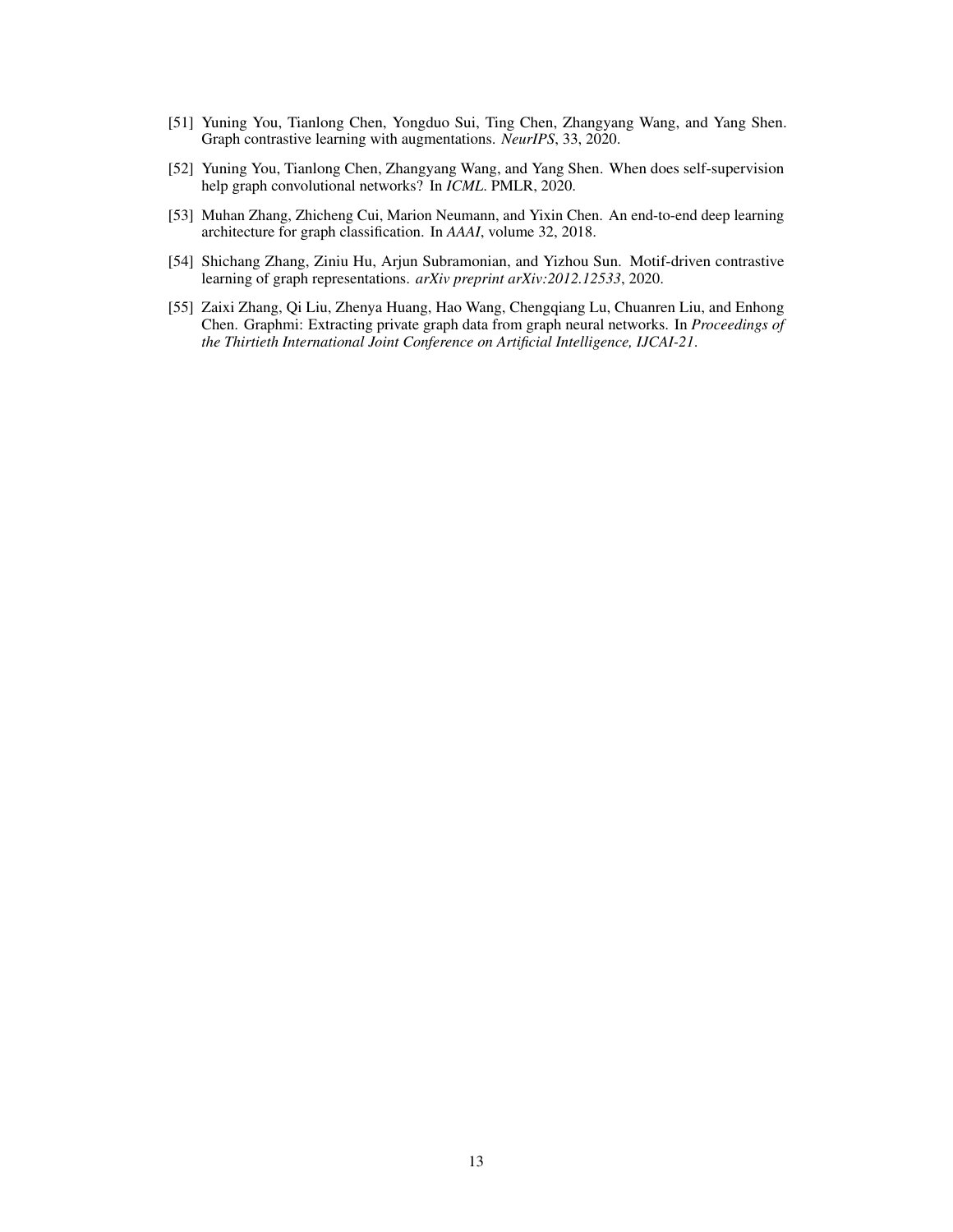[51] Yuning You, Tianlong Chen, Yongduo Sui, Ting Chen, Zhangyang Wang, and Yang Shen. Graph contrastive learning with augmentations. *NeurIPS*, 33, 2020.

[52] Yuning You, Tianlong Chen, Zhangyang Wang, and Yang Shen. When does self-supervision help graph convolutional networks? In *ICML*. PMLR, 2020.

[53] Muhan Zhang, Zhicheng Cui, Marion Neumann, and Yixin Chen. An end-to-end deep learning architecture for graph classification. In *AAAI*, volume 32, 2018.

[54] Shichang Zhang, Ziniu Hu, Arjun Subramonian, and Yizhou Sun. Motif-driven contrastive learning of graph representations. *arXiv preprint arXiv:2012.12533*, 2020.

[55] Zaixi Zhang, Qi Liu, Zhenya Huang, Hao Wang, Chengqiang Lu, Chuanren Liu, and Enhong Chen. Graphmi: Extracting private graph data from graph neural networks. In *Proceedings of the Thirtieth International Joint Conference on Artificial Intelligence, IJCAI-21*.